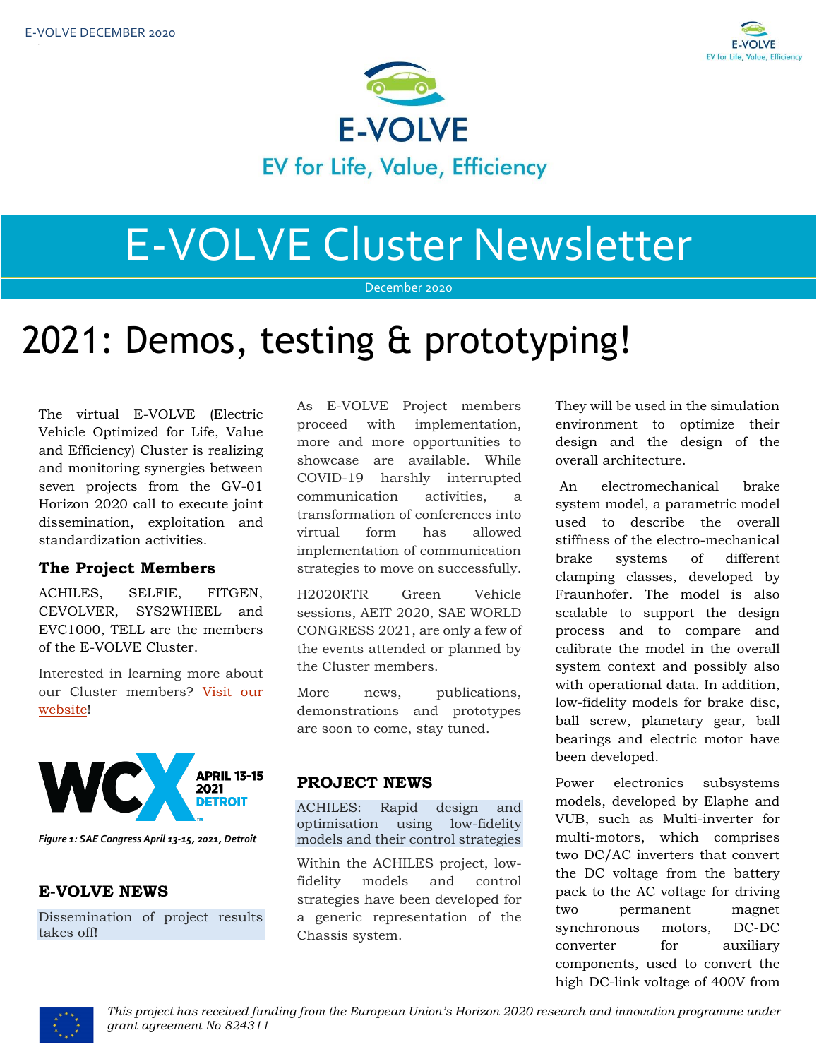# E-VOLVE

EV for Life, Value, Efficiency

# E-VOLVE Cluster Newsletter

December 2020

# 2021: Demos, testing & prototyping!

The virtual E-VOLVE (Electric Vehicle Optimized for Life, Value and Efficiency) Cluster is realizing and monitoring synergies between seven projects from the GV-01 Horizon 2020 call to execute joint dissemination, exploitation and standardization activities.

### The Project Members

ACHILES, SELFIE, FITGEN, CEVOLVER, SYS2WHEEL and EVC1000, TELL are the members of the E-VOLVE Cluster.

Interested in learning more about our Cluster members? [Visit our website](#)!

WCX APRIL 13-15 2021 DETROIT

*Figure 1: SAE Congress April 13-15, 2021, Detroit*

## E-VOLVE NEWS

### Dissemination of project results takes off!

As E-VOLVE Project members proceed with implementation, more and more opportunities to showcase are available. While COVID-19 harshly interrupted communication activities, a transformation of conferences into virtual form has allowed implementation of communication strategies to move on successfully.

H2020RTR Green Vehicle sessions, AEIT 2020, SAE WORLD CONGRESS 2021, are only a few of the events attended or planned by the Cluster members.

More news, publications, demonstrations and prototypes are soon to come, stay tuned.

## PROJECT NEWS

### ACHILES: Rapid design and optimisation using low-fidelity models and their control strategies

Within the ACHILES project, low-fidelity models and control strategies have been developed for a generic representation of the Chassis system. They will be used in the simulation environment to optimize their design and the design of the overall architecture.

An electromechanical brake system model, a parametric model used to describe the overall stiffness of the electro-mechanical brake systems of different clamping classes, developed by Fraunhofer. The model is also scalable to support the design process and to compare and calibrate the model in the overall system context and possibly also with operational data. In addition, low-fidelity models for brake disc, ball screw, planetary gear, ball bearings and electric motor have been developed.

Power electronics subsystems models, developed by Elaphe and VUB, such as Multi-inverter for multi-motors, which comprises two DC/AC inverters that convert the DC voltage from the battery pack to the AC voltage for driving two permanent magnet synchronous motors, DC-DC converter for auxiliary components, used to convert the high DC-link voltage of 400V from

*This project has received funding from the European Union's Horizon 2020 research and innovation programme under grant agreement No 824311*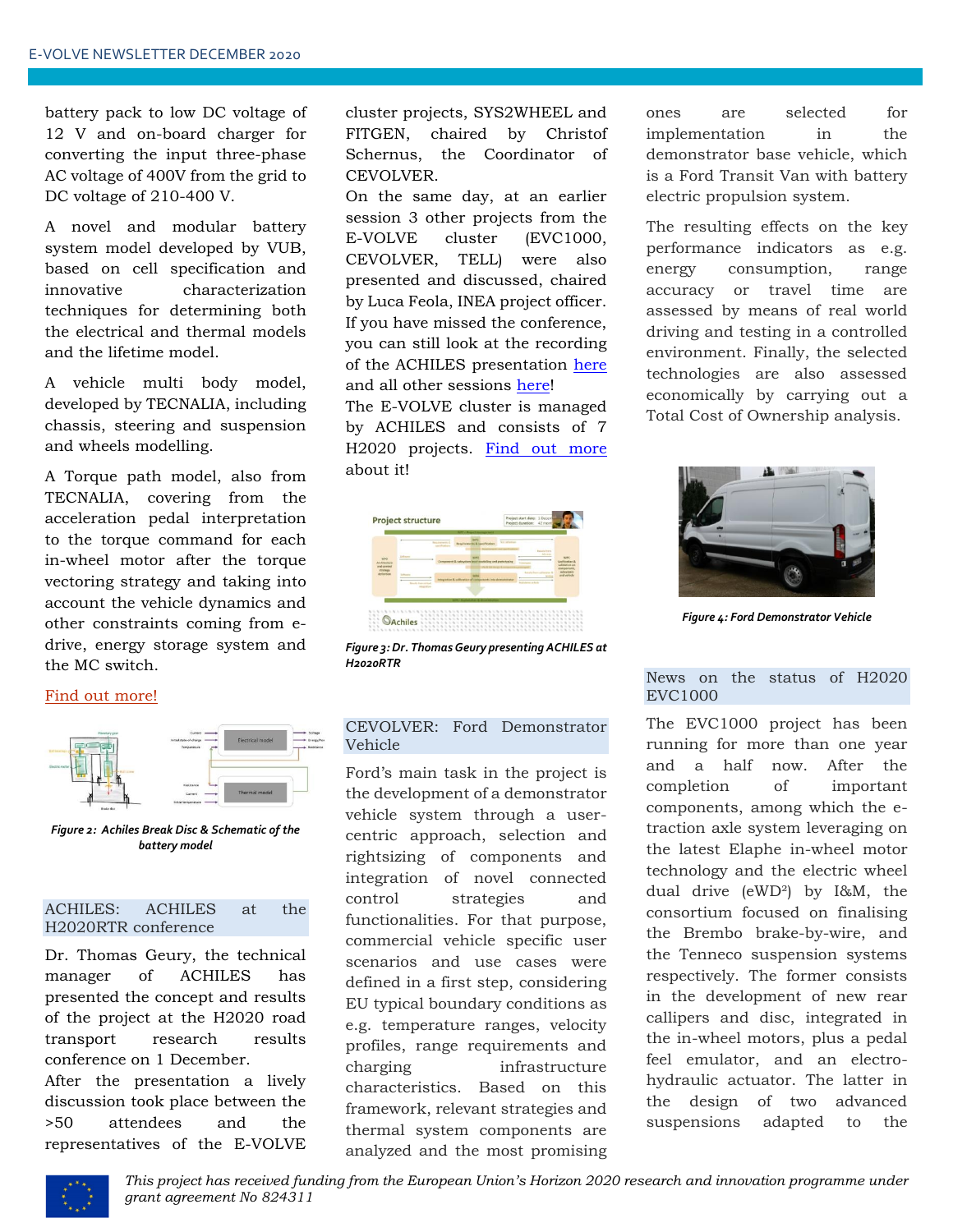battery pack to low DC voltage of 12 V and on-board charger for converting the input three-phase AC voltage of 400V from the grid to DC voltage of 210-400 V.

A novel and modular battery system model developed by VUB, based on cell specification and innovative characterization techniques for determining both the electrical and thermal models and the lifetime model.

A vehicle multi body model, developed by TECNALIA, including chassis, steering and suspension and wheels modelling.

A Torque path model, also from TECNALIA, covering from the acceleration pedal interpretation to the torque command for each in-wheel motor after the torque vectoring strategy and taking into account the vehicle dynamics and other constraints coming from e-drive, energy storage system and the MC switch.

Find out more!

*Figure 2: Achiles Break Disc & Schematic of the battery model*

## ACHILES: ACHILES at the H2020RTR conference

Dr. Thomas Geury, the technical manager of ACHILES has presented the concept and results of the project at the H2020 road transport research results conference on 1 December.

After the presentation a lively discussion took place between the >50 attendees and the representatives of the E-VOLVE cluster projects, SYS2WHEEL and FITGEN, chaired by Christof Schernus, the Coordinator of CEVOLVER.

On the same day, at an earlier session 3 other projects from the E-VOLVE cluster (EVC1000, CEVOLVER, TELL) were also presented and discussed, chaired by Luca Feola, INEA project officer.

If you have missed the conference, you can still look at the recording of the ACHILES presentation here and all other sessions here!

The E-VOLVE cluster is managed by ACHILES and consists of 7 H2020 projects. Find out more about it!

*Figure 3: Dr. Thomas Geury presenting ACHILES at H2020RTR*

## CEVOLVER: Ford Demonstrator Vehicle

Ford's main task in the project is the development of a demonstrator vehicle system through a user-centric approach, selection and rightsizing of components, and integration of novel connected control strategies and functionalities. For that purpose, commercial vehicle specific user scenarios and use cases were defined in a first step, considering EU typical boundary conditions as e.g. temperature ranges, velocity profiles, range requirements and charging infrastructure characteristics. Based on this framework, relevant strategies and thermal system components are analyzed and the most promising ones are selected for implementation in the demonstrator base vehicle, which is a Ford Transit Van with battery electric propulsion system.

The resulting effects on the key performance indicators as e.g. energy consumption, range accuracy or travel time are assessed by means of real world driving and testing in a controlled environment. Finally, the selected technologies are also assessed economically by carrying out a Total Cost of Ownership analysis.

*Figure 4: Ford Demonstrator Vehicle*

## News on the status of H2020 EVC1000

The EVC1000 project has been running for more than one year and a half now. After the completion of important components, among which the e-traction axle system leveraging on the latest Elaphe in-wheel motor technology and the electric wheel dual drive (eWD²) by I&M, the consortium focused on finalising the Brembo brake-by-wire, and the Tenneco suspension systems respectively. The former consists in the development of new rear callipers and disc, integrated in the in-wheel motors, plus a pedal feel emulator, and an electro-hydraulic actuator. The latter in the design of two advanced suspensions adapted to the

*This project has received funding from the European Union's Horizon 2020 research and innovation programme under grant agreement No 824311*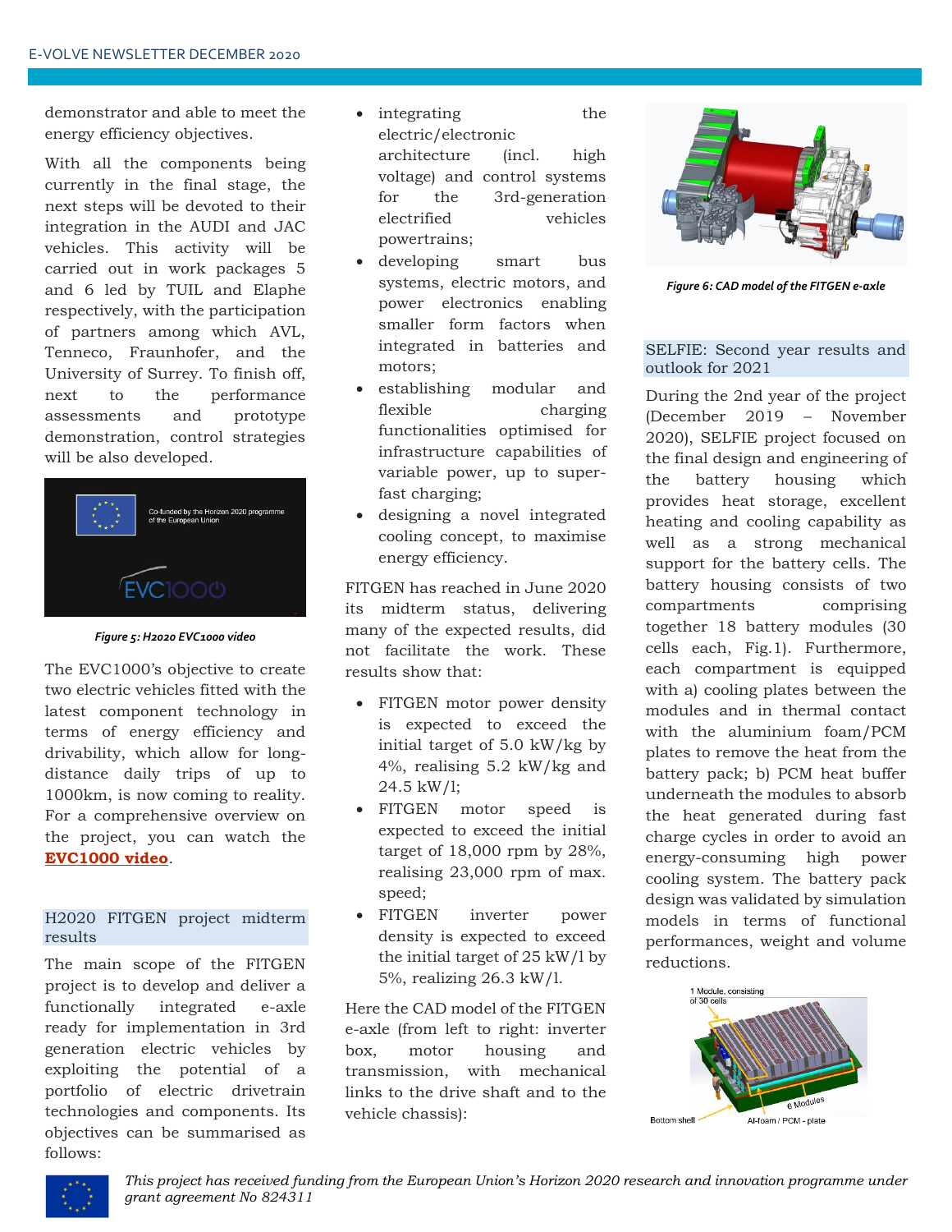demonstrator and able to meet the energy efficiency objectives.

With all the components being currently in the final stage, the next steps will be devoted to their integration in the AUDI and JAC vehicles. This activity will be carried out in work packages 5 and 6 led by TUIL and Elaphe respectively, with the participation of partners among which AVL, Tenneco, Fraunhofer, and the University of Surrey. To finish off, next to the performance assessments and prototype demonstration, control strategies will be also developed.

*Figure 5: H2020 EVC1000 video*

The EVC1000's objective to create two electric vehicles fitted with the latest component technology in terms of energy efficiency and drivability, which allow for long-distance daily trips of up to 1000km, is now coming to reality. For a comprehensive overview on the project, you can watch the **EVC1000 video**.

## H2020 FITGEN project midterm results

The main scope of the FITGEN project is to develop and deliver a functionally integrated e-axle ready for implementation in 3rd generation electric vehicles by exploiting the potential of a portfolio of electric drivetrain technologies and components. Its objectives can be summarised as follows:

- integrating the electric/electronic architecture (incl. high voltage) and control systems for the 3rd-generation electrified vehicles powertrains;
- developing smart bus systems, electric motors, and power electronics enabling smaller form factors when integrated in batteries and motors;
- establishing modular and flexible charging functionalities optimised for infrastructure capabilities of variable power, up to super-fast charging;
- designing a novel integrated cooling concept, to maximise energy efficiency.

FITGEN has reached in June 2020 its midterm status, delivering many of the expected results, did not facilitate the work. These results show that:

- FITGEN motor power density is expected to exceed the initial target of 5.0 kW/kg by 4%, realising 5.2 kW/kg and 24.5 kW/l;
- FITGEN motor speed is expected to exceed the initial target of 18,000 rpm by 28%, realising 23,000 rpm of max. speed;
- FITGEN inverter power density is expected to exceed the initial target of 25 kW/l by 5%, realizing 26.3 kW/l.

Here the CAD model of the FITGEN e-axle (from left to right: inverter box, motor housing and transmission, with mechanical links to the drive shaft and to the vehicle chassis):

*Figure 6: CAD model of the FITGEN e-axle*

## SELFIE: Second year results and outlook for 2021

During the 2nd year of the project (December 2019 – November 2020), SELFIE project focused on the final design and engineering of the battery housing which provides heat storage, excellent heating and cooling capability as well as a strong mechanical support for the battery cells. The battery housing consists of two compartments comprising together 18 battery modules (30 cells each, Fig.1). Furthermore, each compartment is equipped with a) cooling plates between the modules and in thermal contact with the aluminium foam/PCM plates to remove the heat from the battery pack; b) PCM heat buffer underneath the modules to absorb the heat generated during fast charge cycles in order to avoid an energy-consuming high power cooling system. The battery pack design was validated by simulation models in terms of functional performances, weight and volume reductions.

*This project has received funding from the European Union's Horizon 2020 research and innovation programme under grant agreement No 824311*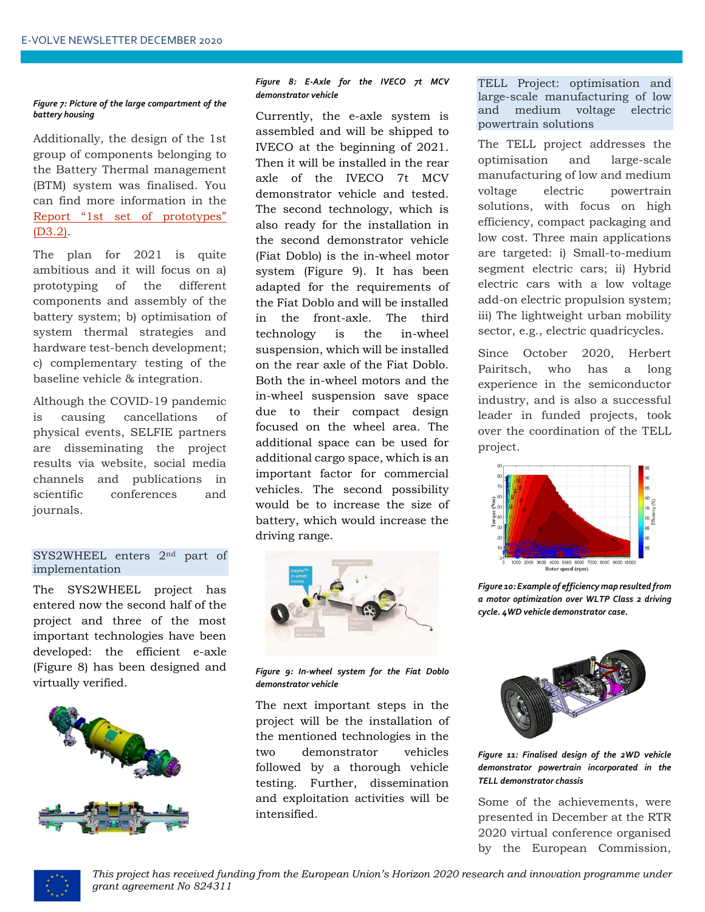*Figure 7: Picture of the large compartment of the battery housing*

Additionally, the design of the 1st group of components belonging to the Battery Thermal management (BTM) system was finalised. You can find more information in the Report "1st set of prototypes" (D3.2).

The plan for 2021 is quite ambitious and it will focus on a) prototyping of the different components and assembly of the battery system; b) optimisation of system thermal strategies and hardware test-bench development; c) complementary testing of the baseline vehicle & integration.

Although the COVID-19 pandemic is causing cancellations of physical events, SELFIE partners are disseminating the project results via website, social media channels and publications in scientific conferences and journals.

## SYS2WHEEL enters 2nd part of implementation

The SYS2WHEEL project has entered now the second half of the project and three of the most important technologies have been developed: the efficient e-axle (Figure 8) has been designed and virtually verified.

*Figure 8: E-Axle for the IVECO 7t MCV demonstrator vehicle*

Currently, the e-axle system is assembled and will be shipped to IVECO at the beginning of 2021. Then it will be installed in the rear axle of the IVECO 7t MCV demonstrator vehicle and tested. The second technology, which is also ready for the installation in the second demonstrator vehicle (Fiat Doblo) is the in-wheel motor system (Figure 9). It has been adapted for the requirements of the Fiat Doblo and will be installed in the front-axle. The third technology is the in-wheel suspension, which will be installed on the rear axle of the Fiat Doblo. Both the in-wheel motors and the in-wheel suspension save space due to their compact design focused on the wheel area. The additional space can be used for additional cargo space, which is an important factor for commercial vehicles. The second possibility would be to increase the size of battery, which would increase the driving range.

*Figure 9: In-wheel system for the Fiat Doblo demonstrator vehicle*

The next important steps in the project will be the installation of the mentioned technologies in the two demonstrator vehicles followed by a thorough vehicle testing. Further, dissemination and exploitation activities will be intensified.

## TELL Project: optimisation and large-scale manufacturing of low and medium voltage electric powertrain solutions

The TELL project addresses the optimisation and large-scale manufacturing of low and medium voltage electric powertrain solutions, with focus on high efficiency, compact packaging and low cost. Three main applications are targeted: i) Small-to-medium segment electric cars; ii) Hybrid electric cars with a low voltage add-on electric propulsion system; iii) The lightweight urban mobility sector, e.g., electric quadricycles.

Since October 2020, Herbert Pairitsch, who has a long experience in the semiconductor industry, and is also a successful leader in funded projects, took over the coordination of the TELL project.

*Figure 10: Example of efficiency map resulted from a motor optimization over WLTP Class 2 driving cycle. 4WD vehicle demonstrator case.*

*Figure 11: Finalised design of the 2WD vehicle demonstrator powertrain incorporated in the TELL demonstrator chassis*

Some of the achievements, were presented in December at the RTR 2020 virtual conference organised by the European Commission,

*This project has received funding from the European Union's Horizon 2020 research and innovation programme under grant agreement No 824311*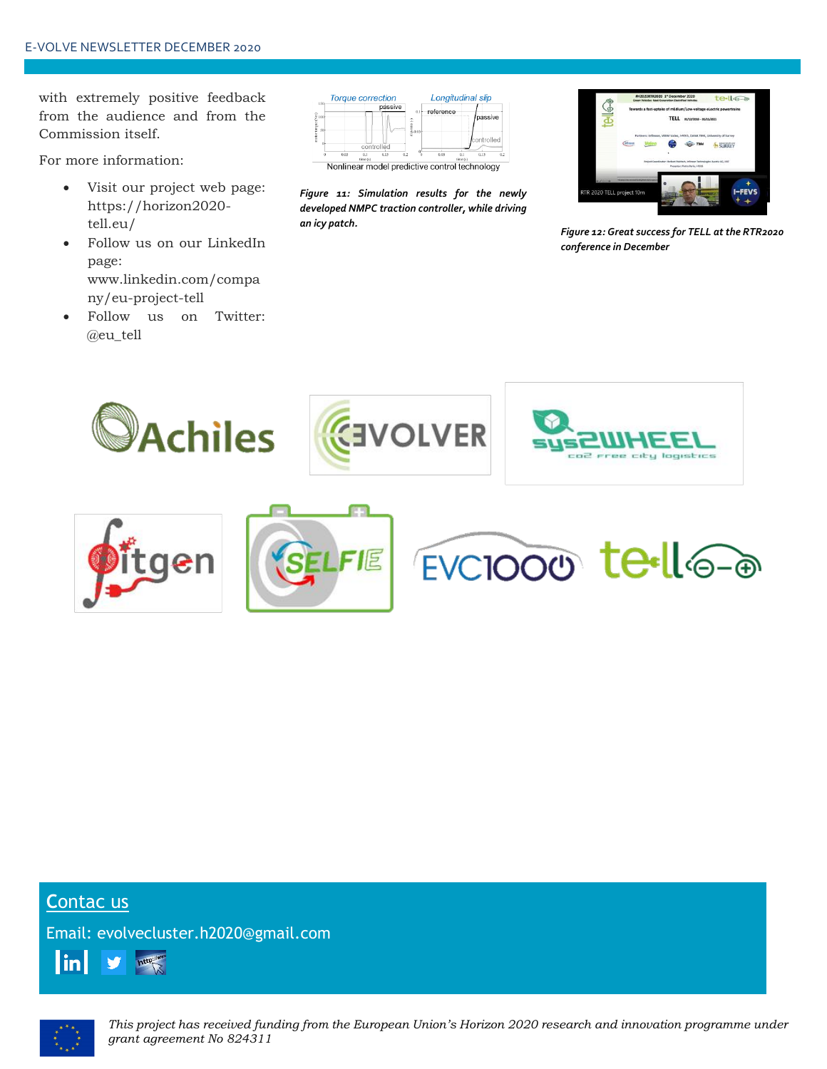with extremely positive feedback from the audience and from the Commission itself.

For more information:

- Visit our project web page: https://horizon2020-tell.eu/
- Follow us on our LinkedIn page: www.linkedin.com/company/eu-project-tell
- Follow us on Twitter: @eu_tell

Torque correction

Longitudinal slip

passive

controlled

reference

passive

controlled

Nonlinear model predictive control technology

*Figure 11: Simulation results for the newly developed NMPC traction controller, while driving an icy patch.*

*Figure 12: Great success for TELL at the RTR2020 conference in December*

Achiles

EVOLVER

sys2WHEEL co2 free city logistics

fitgen

SELFIE

EVC1000

tell

## Contac us

Email: evolvecluster.h2020@gmail.com

*This project has received funding from the European Union's Horizon 2020 research and innovation programme under grant agreement No 824311*